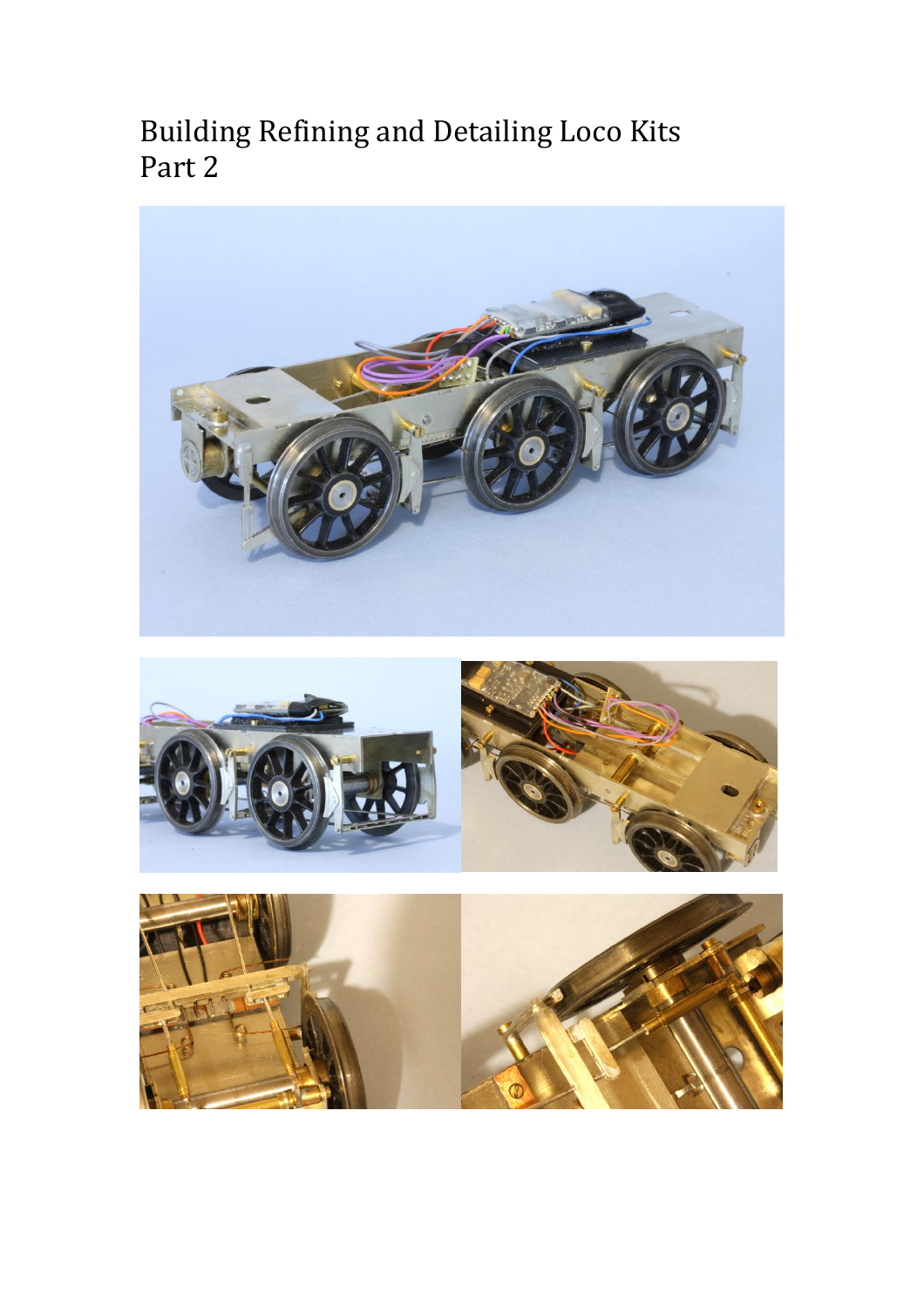# Building Refining and Detailing Loco Kits
Part 2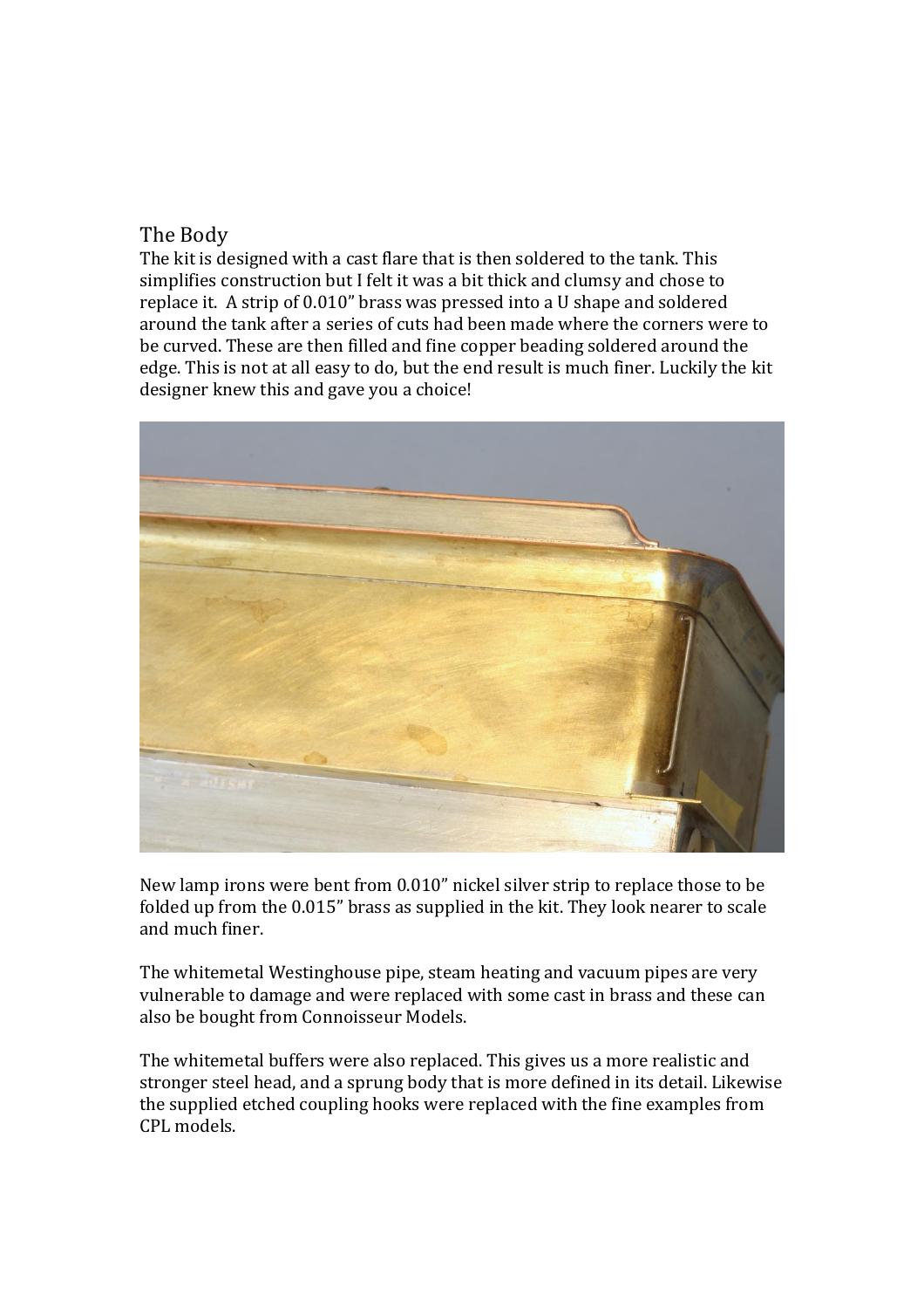## The Body

The kit is designed with a cast flare that is then soldered to the tank. This simplifies construction but I felt it was a bit thick and clumsy and chose to replace it. A strip of 0.010" brass was pressed into a U shape and soldered around the tank after a series of cuts had been made where the corners were to be curved. These are then filled and fine copper beading soldered around the edge. This is not at all easy to do, but the end result is much finer. Luckily the kit designer knew this and gave you a choice!

New lamp irons were bent from 0.010" nickel silver strip to replace those to be folded up from the 0.015" brass as supplied in the kit. They look nearer to scale and much finer.

The whitemetal Westinghouse pipe, steam heating and vacuum pipes are very vulnerable to damage and were replaced with some cast in brass and these can also be bought from Connoisseur Models.

The whitemetal buffers were also replaced. This gives us a more realistic and stronger steel head, and a sprung body that is more defined in its detail. Likewise the supplied etched coupling hooks were replaced with the fine examples from CPL models.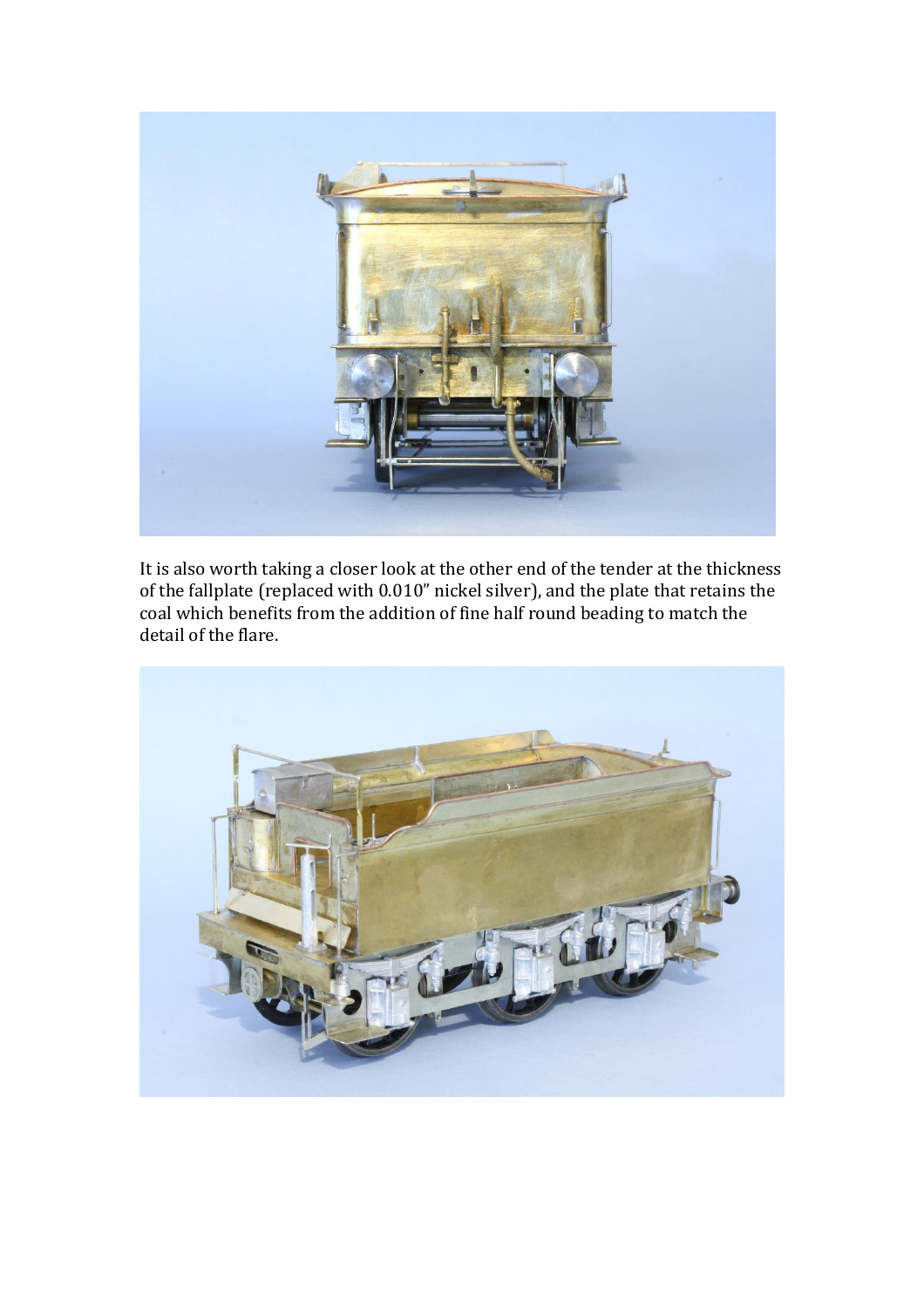It is also worth taking a closer look at the other end of the tender at the thickness of the fallplate (replaced with 0.010" nickel silver), and the plate that retains the coal which benefits from the addition of fine half round beading to match the detail of the flare.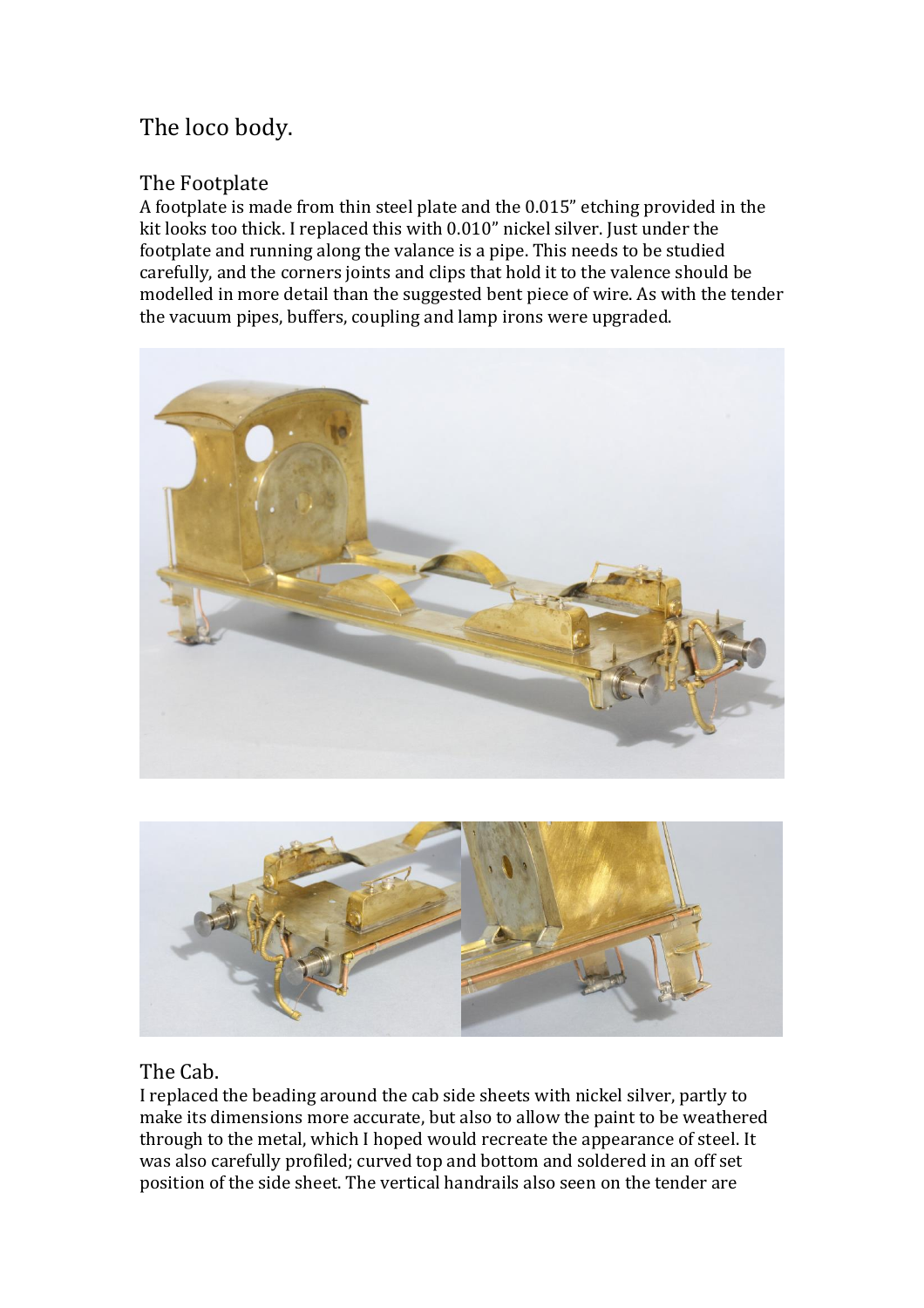# The loco body.

## The Footplate

A footplate is made from thin steel plate and the 0.015" etching provided in the kit looks too thick. I replaced this with 0.010" nickel silver. Just under the footplate and running along the valance is a pipe. This needs to be studied carefully, and the corners joints and clips that hold it to the valence should be modelled in more detail than the suggested bent piece of wire. As with the tender the vacuum pipes, buffers, coupling and lamp irons were upgraded.

## The Cab.

I replaced the beading around the cab side sheets with nickel silver, partly to make its dimensions more accurate, but also to allow the paint to be weathered through to the metal, which I hoped would recreate the appearance of steel. It was also carefully profiled; curved top and bottom and soldered in an off set position of the side sheet. The vertical handrails also seen on the tender are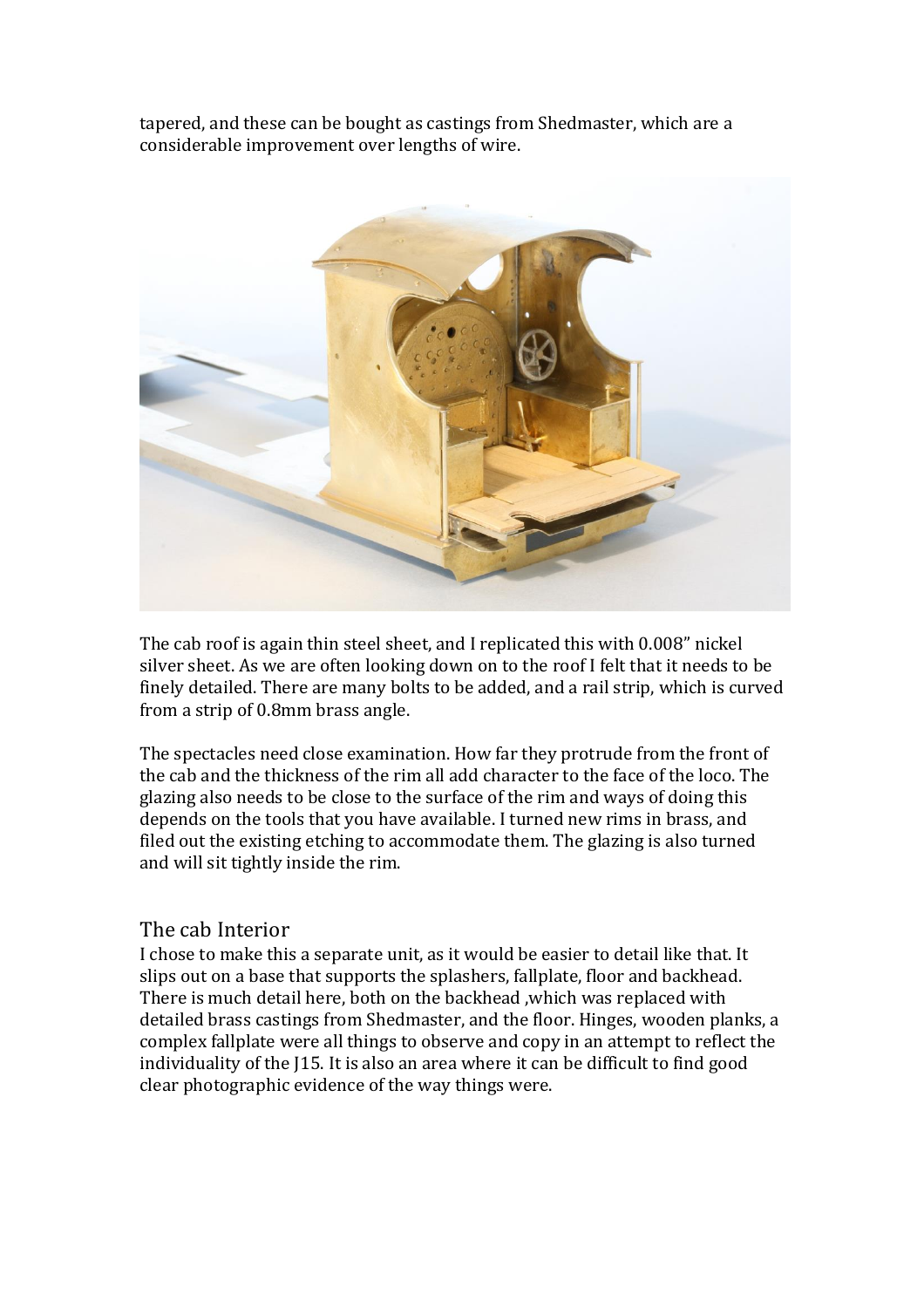tapered, and these can be bought as castings from Shedmaster, which are a considerable improvement over lengths of wire.

The cab roof is again thin steel sheet, and I replicated this with 0.008” nickel silver sheet. As we are often looking down on to the roof I felt that it needs to be finely detailed. There are many bolts to be added, and a rail strip, which is curved from a strip of 0.8mm brass angle.

The spectacles need close examination. How far they protrude from the front of the cab and the thickness of the rim all add character to the face of the loco. The glazing also needs to be close to the surface of the rim and ways of doing this depends on the tools that you have available. I turned new rims in brass, and filed out the existing etching to accommodate them. The glazing is also turned and will sit tightly inside the rim.

## The cab Interior

I chose to make this a separate unit, as it would be easier to detail like that. It slips out on a base that supports the splashers, fallplate, floor and backhead. There is much detail here, both on the backhead ,which was replaced with detailed brass castings from Shedmaster, and the floor. Hinges, wooden planks, a complex fallplate were all things to observe and copy in an attempt to reflect the individuality of the J15. It is also an area where it can be difficult to find good clear photographic evidence of the way things were.